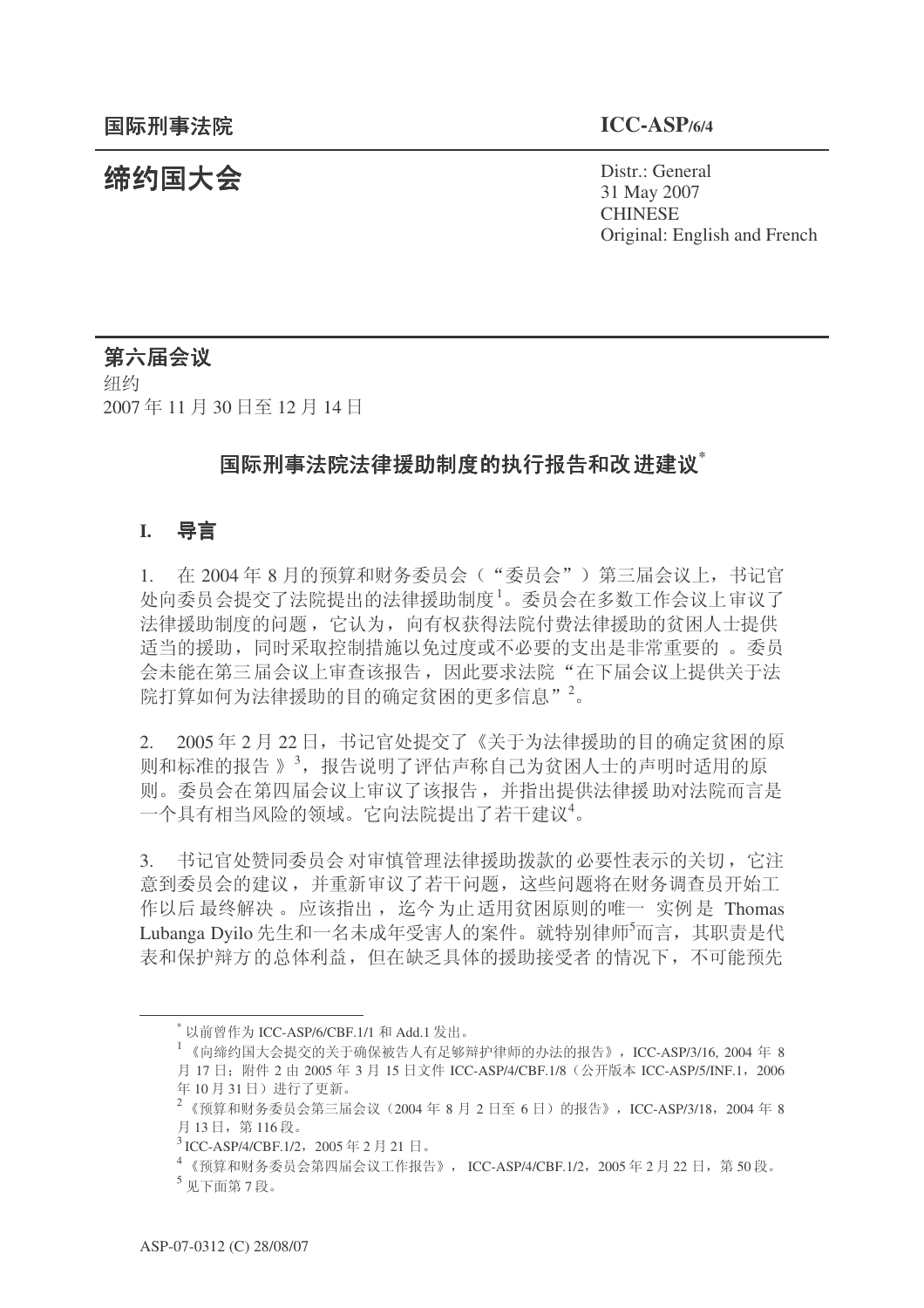国际刑事法院 **ICC-ASP/6/4**

# 缔约国大会

Distr.: General
31 May 2007
CHINESE
Original: English and French

## 第六届会议

纽约
2007 年 11 月 30 日至 12 月 14 日

## 国际刑事法院法律援助制度的执行报告和改进建议*

### I. 导言

1. 在 2004 年 8 月的预算和财务委员会（"委员会"）第三届会议上，书记官处向委员会提交了法院提出的法律援助制度[1]。委员会在多数工作会议上审议了法律援助制度的问题，它认为，向有权获得法院付费法律援助的贫困人士提供适当的援助，同时采取控制措施以免过度或不必要的支出是非常重要的。委员会未能在第三届会议上审查该报告，因此要求法院"在下届会议上提供关于法院打算如何为法律援助的目的确定贫困的更多信息"[2]。

2. 2005 年 2 月 22 日，书记官处提交了《关于为法律援助的目的确定贫困的原则和标准的报告》[3]，报告说明了评估声称自己为贫困人士的声明时适用的原则。委员会在第四届会议上审议了该报告，并指出提供法律援助对法院而言是一个具有相当风险的领域。它向法院提出了若干建议[4]。

3. 书记官处赞同委员会对审慎管理法律援助拨款的必要性表示的关切，它注意到委员会的建议，并重新审议了若干问题，这些问题将在财务调查员开始工作以后最终解决。应该指出，迄今为止适用贫困原则的唯一实例是 Thomas Lubanga Dyilo 先生和一名未成年受害人的案件。就特别律师[5]而言，其职责是代表和保护辩方的总体利益，但在缺乏具体的援助接受者的情况下，不可能预先

---

\* 以前曾作为 ICC-ASP/6/CBF.1/1 和 Add.1 发出。

[1] 《向缔约国大会提交的关于确保被告人有足够辩护律师的办法的报告》，ICC-ASP/3/16, 2004 年 8 月 17 日；附件 2 由 2005 年 3 月 15 日文件 ICC-ASP/4/CBF.1/8（公开版本 ICC-ASP/5/INF.1，2006 年 10 月 31 日）进行了更新。

[2] 《预算和财务委员会第三届会议（2004 年 8 月 2 日至 6 日）的报告》，ICC-ASP/3/18，2004 年 8 月 13 日，第 116 段。

[3] ICC-ASP/4/CBF.1/2，2005 年 2 月 21 日。

[4] 《预算和财务委员会第四届会议工作报告》，ICC-ASP/4/CBF.1/2，2005 年 2 月 22 日，第 50 段。

[5] 见下面第 7 段。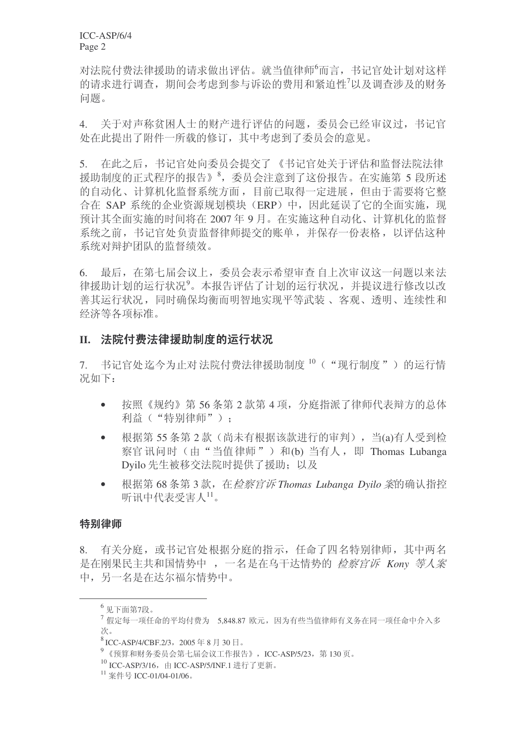对法院付费法律援助的请求做出评估。就当值律师[6]而言，书记官处计划对这样的请求进行调查，期间会考虑到参与诉讼的费用和紧迫性[7]以及调查涉及的财务问题。

4. 关于对声称贫困人士的财产进行评估的问题，委员会已经审议过，书记官处在此提出了附件一所载的修订，其中考虑到了委员会的意见。

5. 在此之后，书记官处向委员会提交了《书记官处关于评估和监督法院法律援助制度的正式程序的报告》[8]，委员会注意到了这份报告。在实施第 5 段所述的自动化、计算机化监督系统方面，目前已取得一定进展，但由于需要将它整合在 SAP 系统的企业资源规划模块（ERP）中，因此延误了它的全面实施，现预计其全面实施的时间将在 2007 年 9 月。在实施这种自动化、计算机化的监督系统之前，书记官处负责监督律师提交的账单，并保存一份表格，以评估这种系统对辩护团队的监督绩效。

6. 最后，在第七届会议上，委员会表示希望审查自上次审议这一问题以来法律援助计划的运行状况[9]。本报告评估了计划的运行状况，并提议进行修改以改善其运行状况，同时确保均衡而明智地实现平等武装、客观、透明、连续性和经济等各项标准。

## II. 法院付费法律援助制度的运行状况

7. 书记官处迄今为止对法院付费法律援助制度[10]（“现行制度”）的运行情况如下：

- 按照《规约》第 56 条第 2 款第 4 项，分庭指派了律师代表辩方的总体利益（“特别律师”）；
- 根据第 55 条第 2 款（尚未有根据该款进行的审判），当(a)有人受到检察官讯问时（由“当值律师”）和(b) 当有人，即 Thomas Lubanga Dyilo 先生被移交法院时提供了援助；以及
- 根据第 68 条第 3 款，在*检察官诉 Thomas Lubanga Dyilo 案*的确认指控听讯中代表受害人[11]。

### 特别律师

8. 有关分庭，或书记官处根据分庭的指示，任命了四名特别律师，其中两名是在刚果民主共和国情势中，一名是在乌干达情势的*检察官诉 Kony 等人案*中，另一名是在达尔福尔情势中。

---

[6] 见下面第7段。

[7] 假定每一项任命的平均付费为 5,848.87 欧元，因为有些当值律师有义务在同一项任命中介入多次。

[8] ICC-ASP/4/CBF.2/3，2005 年 8 月 30 日。

[9] 《预算和财务委员会第七届会议工作报告》，ICC-ASP/5/23，第 130 页。

[10] ICC-ASP/3/16，由 ICC-ASP/5/INF.1 进行了更新。

[11] 案件号 ICC-01/04-01/06。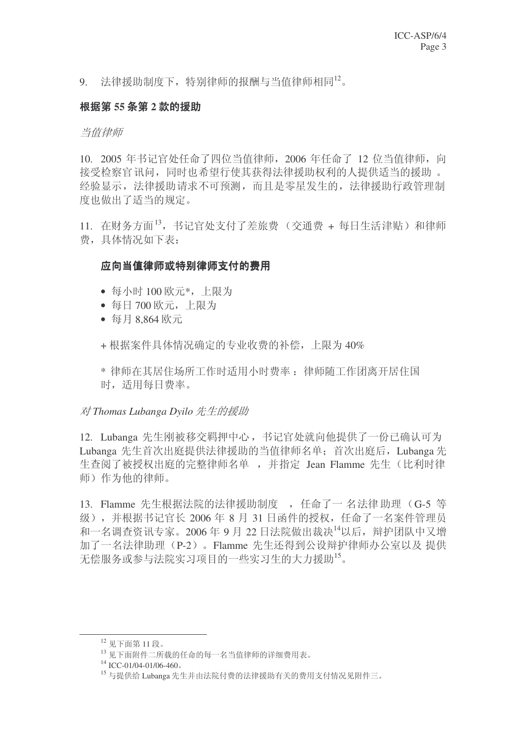9. 法律援助制度下，特别律师的报酬与当值律师相同[12]。

**根据第 55 条第 2 款的援助**

*当值律师*

10. 2005 年书记官处任命了四位当值律师，2006 年任命了 12 位当值律师，向接受检察官讯问，同时也希望行使其获得法律援助权利的人提供适当的援助 。经验显示，法律援助请求不可预测，而且是零星发生的，法律援助行政管理制度也做出了适当的规定。

11. 在财务方面[13]，书记官处支付了差旅费（交通费 + 每日生活津贴）和律师费，具体情况如下表：

**应向当值律师或特别律师支付的费用**

- 每小时 100 欧元*，上限为
- 每日 700 欧元，上限为
- 每月 8,864 欧元

+ 根据案件具体情况确定的专业收费的补偿，上限为 40%

\* 律师在其居住场所工作时适用小时费率 ：律师随工作团离开居住国时，适用每日费率。

*对 Thomas Lubanga Dyilo 先生的援助*

12. Lubanga 先生刚被移交羁押中心，书记官处就向他提供了一份已确认可为 Lubanga 先生首次出庭提供法律援助的当值律师名单；首次出庭后，Lubanga 先生查阅了被授权出庭的完整律师名单 ，并指定 Jean Flamme 先生（比利时律师）作为他的律师。

13. Flamme 先生根据法院的法律援助制度 ，任命了一 名法律助理（G-5 等级），并根据书记官长 2006 年 8 月 31 日函件的授权，任命了一名案件管理员和一名调查资讯专家。2006 年 9 月 22 日法院做出裁决[14]以后，辩护团队中又增加了一名法律助理（P-2）。Flamme 先生还得到公设辩护律师办公室以及 提供无偿服务或参与法院实习项目的一些实习生的大力援助[15]。

---

[12] 见下面第 11 段。

[13] 见下面附件二所载的任命的每一名当值律师的详细费用表。

[14] ICC-01/04-01/06-460。

[15] 与提供给 Lubanga 先生并由法院付费的法律援助有关的费用支付情况见附件三。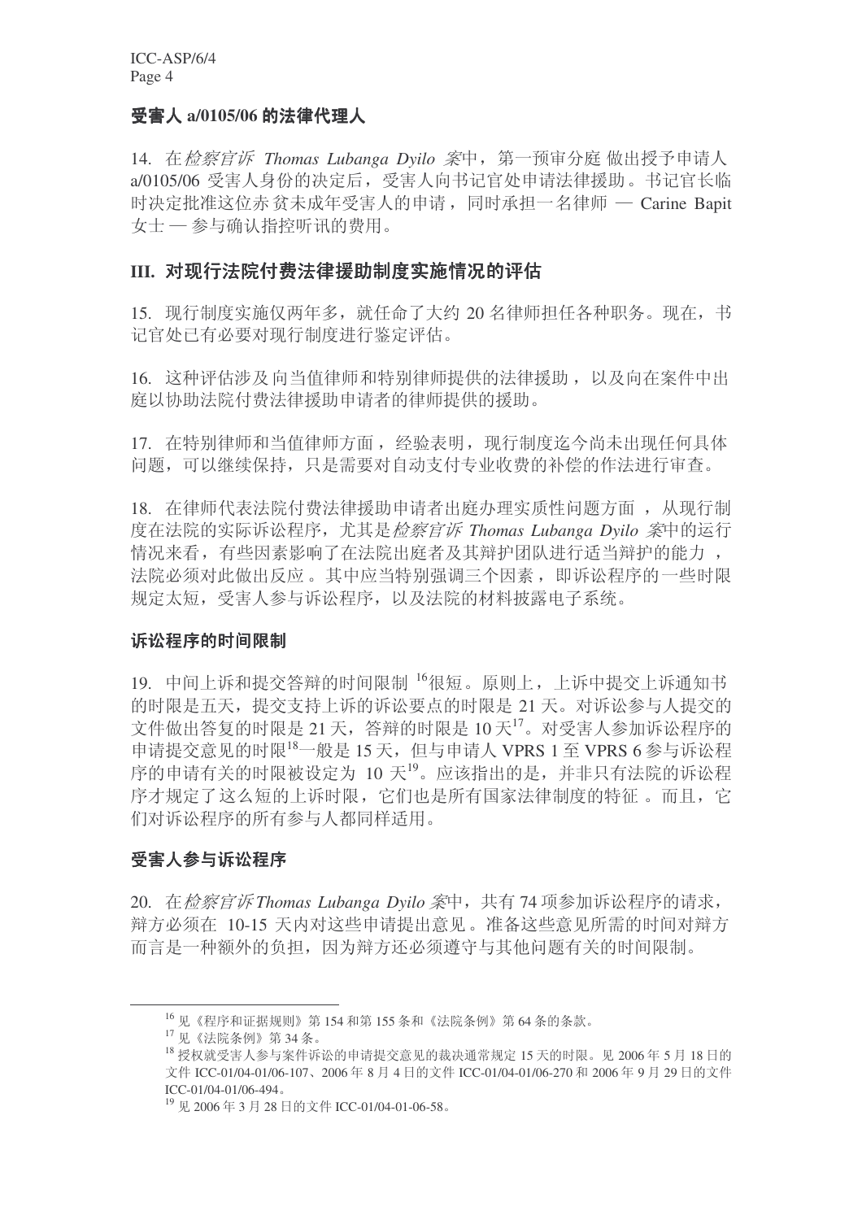### 受害人 a/0105/06 的法律代理人

14. 在*检察官诉 Thomas Lubanga Dyilo 案*中，第一预审分庭 做出授予申请人 a/0105/06 受害人身份的决定后，受害人向书记官处申请法律援助。书记官长临时决定批准这位赤贫未成年受害人的申请，同时承担一名律师 — Carine Bapit 女士 — 参与确认指控听讯的费用。

## III. 对现行法院付费法律援助制度实施情况的评估

15. 现行制度实施仅两年多，就任命了大约 20 名律师担任各种职务。现在，书记官处已有必要对现行制度进行鉴定评估。

16. 这种评估涉及 向当值律师和特别律师提供的法律援助，以及向在案件中出庭以协助法院付费法律援助申请者的律师提供的援助。

17. 在特别律师和当值律师方面，经验表明，现行制度迄今尚未出现任何具体问题，可以继续保持，只是需要对自动支付专业收费的补偿的作法进行审查。

18. 在律师代表法院付费法律援助申请者出庭办理实质性问题方面 ，从现行制度在法院的实际诉讼程序，尤其是*检察官诉 Thomas Lubanga Dyilo 案*中的运行情况来看，有些因素影响了在法院出庭者及其辩护团队进行适当辩护的能力 ，法院必须对此做出反应。其中应当特别强调三个因素，即诉讼程序的一些时限规定太短，受害人参与诉讼程序，以及法院的材料披露电子系统。

### 诉讼程序的时间限制

19. 中间上诉和提交答辩的时间限制 [16]很短。原则上，上诉中提交上诉通知书的时限是五天，提交支持上诉的诉讼要点的时限是 21 天。对诉讼参与人提交的文件做出答复的时限是 21 天，答辩的时限是 10 天[17]。对受害人参加诉讼程序的申请提交意见的时限[18]一般是 15 天，但与申请人 VPRS 1 至 VPRS 6 参与诉讼程序的申请有关的时限被设定为 10 天[19]。应该指出的是，并非只有法院的诉讼程序才规定了这么短的上诉时限，它们也是所有国家法律制度的特征 。而且，它们对诉讼程序的所有参与人都同样适用。

### 受害人参与诉讼程序

20. 在*检察官诉 Thomas Lubanga Dyilo 案*中，共有 74 项参加诉讼程序的请求，辩方必须在 10-15 天内对这些申请提出意见 。准备这些意见所需的时间对辩方而言是一种额外的负担，因为辩方还必须遵守与其他问题有关的时间限制。

---

[16] 见《程序和证据规则》第 154 和第 155 条和《法院条例》第 64 条的条款。

[17] 见《法院条例》第 34 条。

[18] 授权就受害人参与案件诉讼的申请提交意见的裁决通常规定 15 天的时限。见 2006 年 5 月 18 日的文件 ICC-01/04-01/06-107、2006 年 8 月 4 日的文件 ICC-01/04-01/06-270 和 2006 年 9 月 29 日的文件 ICC-01/04-01/06-494。

[19] 见 2006 年 3 月 28 日的文件 ICC-01/04-01-06-58。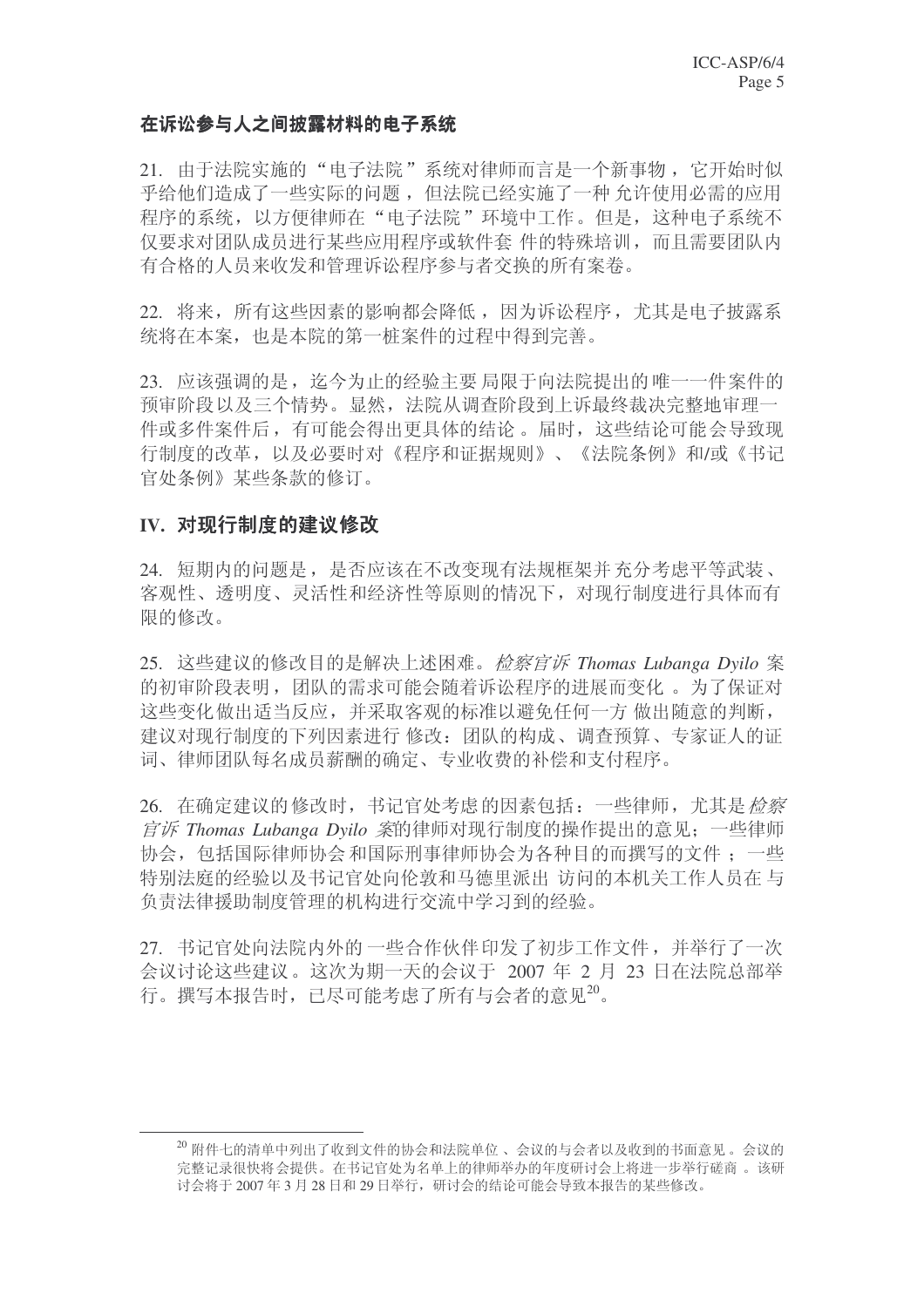### 在诉讼参与人之间披露材料的电子系统

21. 由于法院实施的“电子法院”系统对律师而言是一个新事物，它开始时似乎给他们造成了一些实际的问题，但法院已经实施了一种允许使用必需的应用程序的系统，以方便律师在“电子法院”环境中工作。但是，这种电子系统不仅要求对团队成员进行某些应用程序或软件套件的特殊培训，而且需要团队内有合格的人员来收发和管理诉讼程序参与者交换的所有案卷。

22. 将来，所有这些因素的影响都会降低，因为诉讼程序，尤其是电子披露系统将在本案，也是本院的第一桩案件的过程中得到完善。

23. 应该强调的是，迄今为止的经验主要局限于向法院提出的唯一一件案件的预审阶段以及三个情势。显然，法院从调查阶段到上诉最终裁决完整地审理一件或多件案件后，有可能会得出更具体的结论。届时，这些结论可能会导致现行制度的改革，以及必要时对《程序和证据规则》、《法院条例》和/或《书记官处条例》某些条款的修订。

## IV. 对现行制度的建议修改

24. 短期内的问题是，是否应该在不改变现有法规框架并充分考虑平等武装、客观性、透明度、灵活性和经济性等原则的情况下，对现行制度进行具体而有限的修改。

25. 这些建议的修改目的是解决上述困难。*检察官诉 Thomas Lubanga Dyilo* 案的初审阶段表明，团队的需求可能会随着诉讼程序的进展而变化。为了保证对这些变化做出适当反应，并采取客观的标准以避免任何一方做出随意的判断，建议对现行制度的下列因素进行修改：团队的构成、调查预算、专家证人的证词、律师团队每名成员薪酬的确定、专业收费的补偿和支付程序。

26. 在确定建议的修改时，书记官处考虑的因素包括：一些律师，尤其是*检察官诉 Thomas Lubanga Dyilo* 案的律师对现行制度的操作提出的意见；一些律师协会，包括国际律师协会和国际刑事律师协会为各种目的而撰写的文件；一些特别法庭的经验以及书记官处向伦敦和马德里派出访问的本机关工作人员在与负责法律援助制度管理的机构进行交流中学习到的经验。

27. 书记官处向法院内外的一些合作伙伴印发了初步工作文件，并举行了一次会议讨论这些建议。这次为期一天的会议于 2007 年 2 月 23 日在法院总部举行。撰写本报告时，已尽可能考虑了所有与会者的意见[20]。

---

[20] 附件七的清单中列出了收到文件的协会和法院单位、会议的与会者以及收到的书面意见。会议的完整记录很快将会提供。在书记官处为名单上的律师举办的年度研讨会上将进一步举行磋商。该研讨会将于 2007 年 3 月 28 日和 29 日举行，研讨会的结论可能会导致本报告的某些修改。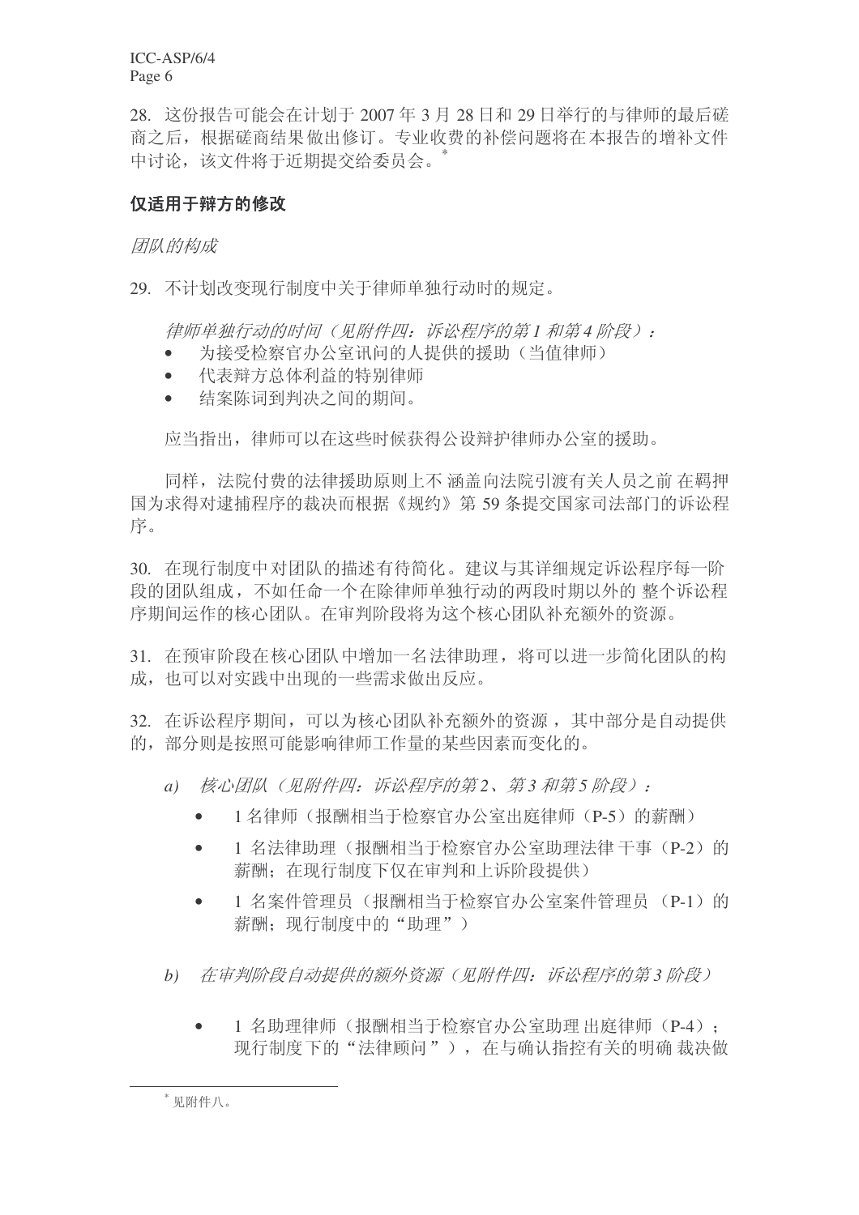28. 这份报告可能会在计划于 2007 年 3 月 28 日和 29 日举行的与律师的最后磋商之后，根据磋商结果做出修订。专业收费的补偿问题将在本报告的增补文件中讨论，该文件将于近期提交给委员会。*

**仅适用于辩方的修改**

*团队的构成*

29. 不计划改变现行制度中关于律师单独行动时的规定。

*律师单独行动的时间（见附件四：诉讼程序的第 1 和第 4 阶段）：*

- 为接受检察官办公室讯问的人提供的援助（当值律师）
- 代表辩方总体利益的特别律师
- 结案陈词到判决之间的期间。

应当指出，律师可以在这些时候获得公设辩护律师办公室的援助。

同样，法院付费的法律援助原则上不 涵盖向法院引渡有关人员之前 在羁押国为求得对逮捕程序的裁决而根据《规约》第 59 条提交国家司法部门的诉讼程序。

30. 在现行制度中对团队的描述有待简化。建议与其详细规定诉讼程序每一阶段的团队组成，不如任命一个在除律师单独行动的两段时期以外的 整个诉讼程序期间运作的核心团队。在审判阶段将为这个核心团队补充额外的资源。

31. 在预审阶段在核心团队中增加一名法律助理，将可以进一步简化团队的构成，也可以对实践中出现的一些需求做出反应。

32. 在诉讼程序期间，可以为核心团队补充额外的资源 ，其中部分是自动提供的，部分则是按照可能影响律师工作量的某些因素而变化的。

*a) 核心团队（见附件四：诉讼程序的第 2、第 3 和第 5 阶段）：*

- 1 名律师（报酬相当于检察官办公室出庭律师（P-5）的薪酬）
- 1 名法律助理（报酬相当于检察官办公室助理法律 干事（P-2）的薪酬；在现行制度下仅在审判和上诉阶段提供）
- 1 名案件管理员（报酬相当于检察官办公室案件管理员 （P-1）的薪酬；现行制度中的“助理”）

*b) 在审判阶段自动提供的额外资源（见附件四：诉讼程序的第 3 阶段）*

- 1 名助理律师（报酬相当于检察官办公室助理 出庭律师（P-4）；现行制度下的“法律顾问”），在与确认指控有关的明确 裁决做

* 见附件八。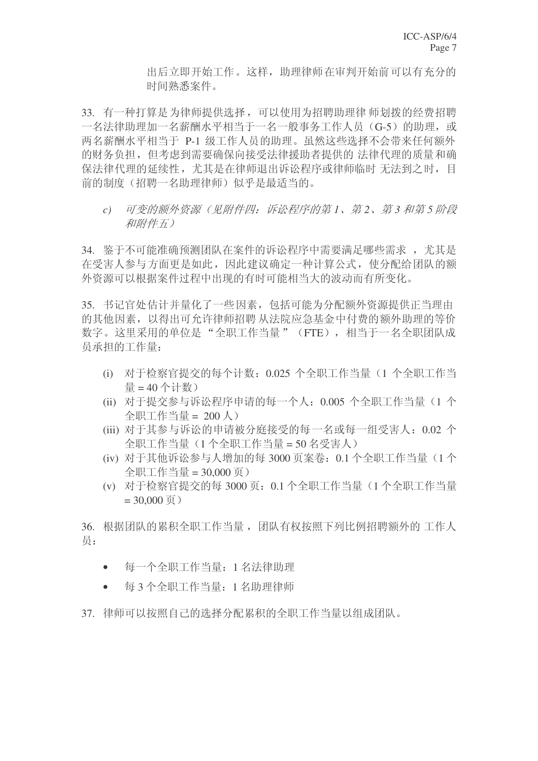出后立即开始工作。这样，助理律师在审判开始前可以有充分的时间熟悉案件。

33. 有一种打算是为律师提供选择，可以使用为招聘助理律师划拨的经费招聘一名法律助理加一名薪酬水平相当于一名一般事务工作人员（G-5）的助理，或两名薪酬水平相当于 P-1 级工作人员的助理。虽然这些选择不会带来任何额外的财务负担，但考虑到需要确保向接受法律援助者提供的法律代理的质量和确保法律代理的延续性，尤其是在律师退出诉讼程序或律师临时无法到之时，目前的制度（招聘一名助理律师）似乎是最适当的。

*c) 可变的额外资源（见附件四：诉讼程序的第 1、第 2、第 3 和第 5 阶段和附件五）*

34. 鉴于不可能准确预测团队在案件的诉讼程序中需要满足哪些需求，尤其是在受害人参与方面更是如此，因此建议确定一种计算公式，使分配给团队的额外资源可以根据案件过程中出现的有时可能相当大的波动而有所变化。

35. 书记官处估计并量化了一些因素，包括可能为分配额外资源提供正当理由的其他因素，以得出可允许律师招聘从法院应急基金中付费的额外助理的等价数字。这里采用的单位是“全职工作当量”（FTE），相当于一名全职团队成员承担的工作量：

(i) 对于检察官提交的每个计数：0.025 个全职工作当量（1 个全职工作当量 = 40 个计数）
(ii) 对于提交参与诉讼程序申请的每一个人：0.005 个全职工作当量（1 个全职工作当量 = 200 人）
(iii) 对于其参与诉讼的申请被分庭接受的每一名或每一组受害人：0.02 个全职工作当量（1 个全职工作当量 = 50 名受害人）
(iv) 对于其他诉讼参与人增加的每 3000 页案卷：0.1 个全职工作当量（1 个全职工作当量 = 30,000 页）
(v) 对于检察官提交的每 3000 页：0.1 个全职工作当量（1 个全职工作当量 = 30,000 页）

36. 根据团队的累积全职工作当量，团队有权按照下列比例招聘额外的工作人员：

- 每一个全职工作当量：1 名法律助理
- 每 3 个全职工作当量：1 名助理律师

37. 律师可以按照自己的选择分配累积的全职工作当量以组成团队。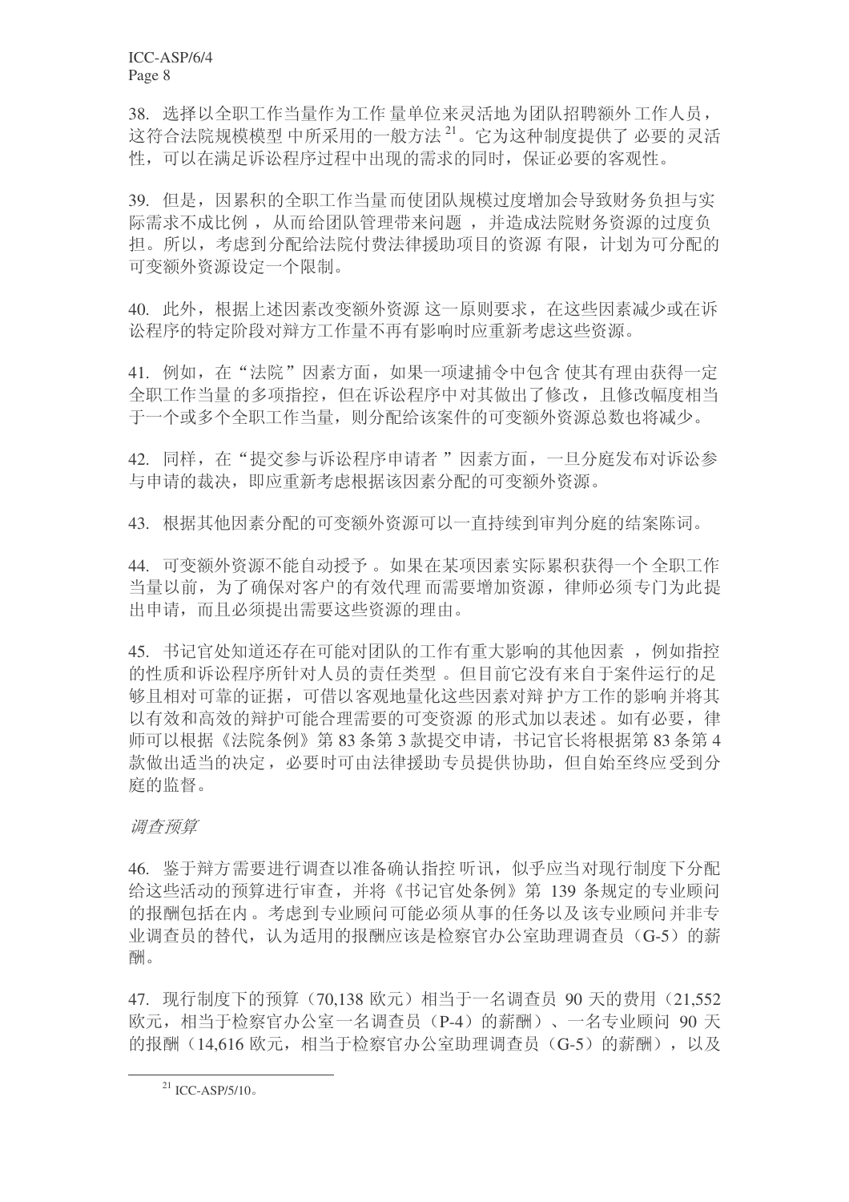38. 选择以全职工作当量作为工作量单位来灵活地为团队招聘额外工作人员，这符合法院规模模型中所采用的一般方法[21]。它为这种制度提供了必要的灵活性，可以在满足诉讼程序过程中出现的需求的同时，保证必要的客观性。

39. 但是，因累积的全职工作当量而使团队规模过度增加会导致财务负担与实际需求不成比例，从而给团队管理带来问题，并造成法院财务资源的过度负担。所以，考虑到分配给法院付费法律援助项目的资源有限，计划为可分配的可变额外资源设定一个限制。

40. 此外，根据上述因素改变额外资源这一原则要求，在这些因素减少或在诉讼程序的特定阶段对辩方工作量不再有影响时应重新考虑这些资源。

41. 例如，在"法院"因素方面，如果一项逮捕令中包含使其有理由获得一定全职工作当量的多项指控，但在诉讼程序中对其做出了修改，且修改幅度相当于一个或多个全职工作当量，则分配给该案件的可变额外资源总数也将减少。

42. 同样，在"提交参与诉讼程序申请者"因素方面，一旦分庭发布对诉讼参与申请的裁决，即应重新考虑根据该因素分配的可变额外资源。

43. 根据其他因素分配的可变额外资源可以一直持续到审判分庭的结案陈词。

44. 可变额外资源不能自动授予。如果在某项因素实际累积获得一个全职工作当量以前，为了确保对客户的有效代理而需要增加资源，律师必须专门为此提出申请，而且必须提出需要这些资源的理由。

45. 书记官处知道还存在可能对团队的工作有重大影响的其他因素，例如指控的性质和诉讼程序所针对人员的责任类型。但目前它没有来自于案件运行的足够且相对可靠的证据，可借以客观地量化这些因素对辩护方工作的影响并将其以有效和高效的辩护可能合理需要的可变资源的形式加以表述。如有必要，律师可以根据《法院条例》第 83 条第 3 款提交申请，书记官长将根据第 83 条第 4 款做出适当的决定，必要时可由法律援助专员提供协助，但自始至终应受到分庭的监督。

*调查预算*

46. 鉴于辩方需要进行调查以准备确认指控听讯，似乎应当对现行制度下分配给这些活动的预算进行审查，并将《书记官处条例》第 139 条规定的专业顾问的报酬包括在内。考虑到专业顾问可能必须从事的任务以及该专业顾问并非专业调查员的替代，认为适用的报酬应该是检察官办公室助理调查员（G-5）的薪酬。

47. 现行制度下的预算（70,138 欧元）相当于一名调查员 90 天的费用（21,552 欧元，相当于检察官办公室一名调查员（P-4）的薪酬）、一名专业顾问 90 天的报酬（14,616 欧元，相当于检察官办公室助理调查员（G-5）的薪酬），以及

---

[21] ICC-ASP/5/10。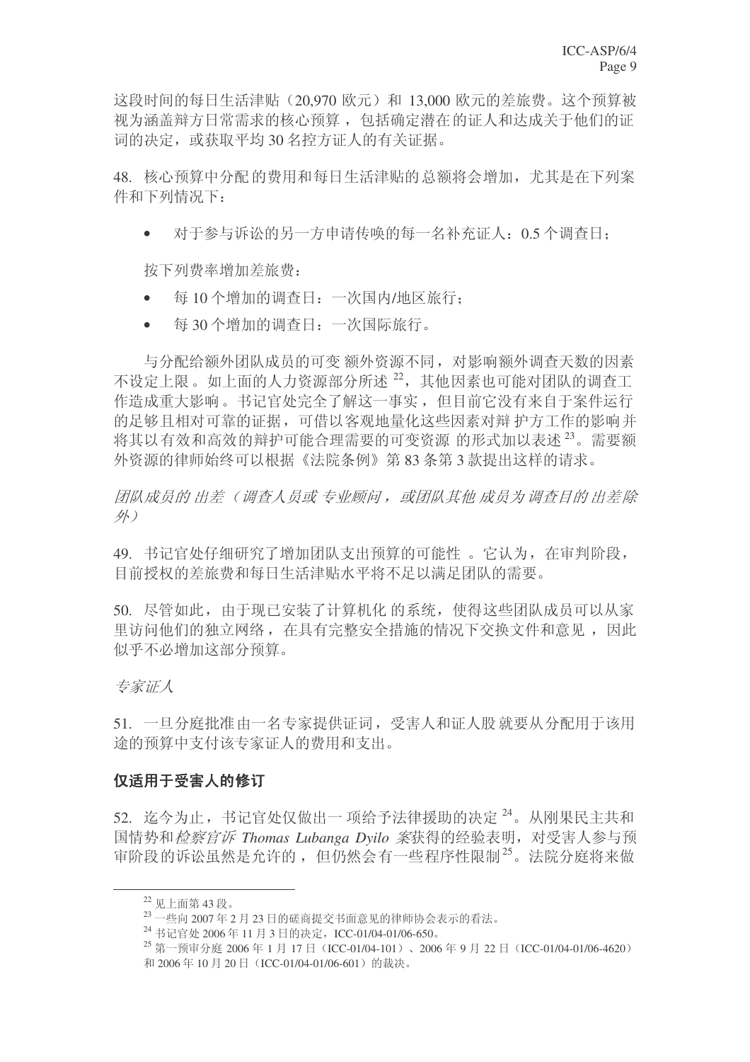这段时间的每日生活津贴（20,970 欧元）和 13,000 欧元的差旅费。这个预算被视为涵盖辩方日常需求的核心预算，包括确定潜在的证人和达成关于他们的证词的决定，或获取平均 30 名控方证人的有关证据。

48. 核心预算中分配的费用和每日生活津贴的总额将会增加，尤其是在下列案件和下列情况下：

- 对于参与诉讼的另一方申请传唤的每一名补充证人：0.5 个调查日；

按下列费率增加差旅费：

- 每 10 个增加的调查日：一次国内/地区旅行；
- 每 30 个增加的调查日：一次国际旅行。

与分配给额外团队成员的可变额外资源不同，对影响额外调查天数的因素不设定上限。如上面的人力资源部分所述[22]，其他因素也可能对团队的调查工作造成重大影响。书记官处完全了解这一事实，但目前它没有来自于案件运行的足够且相对可靠的证据，可借以客观地量化这些因素对辩护方工作的影响并将其以有效和高效的辩护可能合理需要的可变资源的形式加以表述[23]。需要额外资源的律师始终可以根据《法院条例》第 83 条第 3 款提出这样的请求。

*团队成员的出差（调查人员或专业顾问，或团队其他成员为调查目的出差除外）*

49. 书记官处仔细研究了增加团队支出预算的可能性。它认为，在审判阶段，目前授权的差旅费和每日生活津贴水平将不足以满足团队的需要。

50. 尽管如此，由于现已安装了计算机化的系统，使得这些团队成员可以从家里访问他们的独立网络，在具有完整安全措施的情况下交换文件和意见，因此似乎不必增加这部分预算。

*专家证人*

51. 一旦分庭批准由一名专家提供证词，受害人和证人股就要从分配用于该用途的预算中支付该专家证人的费用和支出。

**仅适用于受害人的修订**

52. 迄今为止，书记官处仅做出一项给予法律援助的决定[24]。从刚果民主共和国情势和*检察官诉 Thomas Lubanga Dyilo 案*获得的经验表明，对受害人参与预审阶段的诉讼虽然是允许的，但仍然会有一些程序性限制[25]。法院分庭将来做

---

[22] 见上面第 43 段。

[23] 一些向 2007 年 2 月 23 日的磋商提交书面意见的律师协会表示的看法。

[24] 书记官处 2006 年 11 月 3 日的决定，ICC-01/04-01/06-650。

[25] 第一预审分庭 2006 年 1 月 17 日（ICC-01/04-101）、2006 年 9 月 22 日（ICC-01/04-01/06-4620）和 2006 年 10 月 20 日（ICC-01/04-01/06-601）的裁决。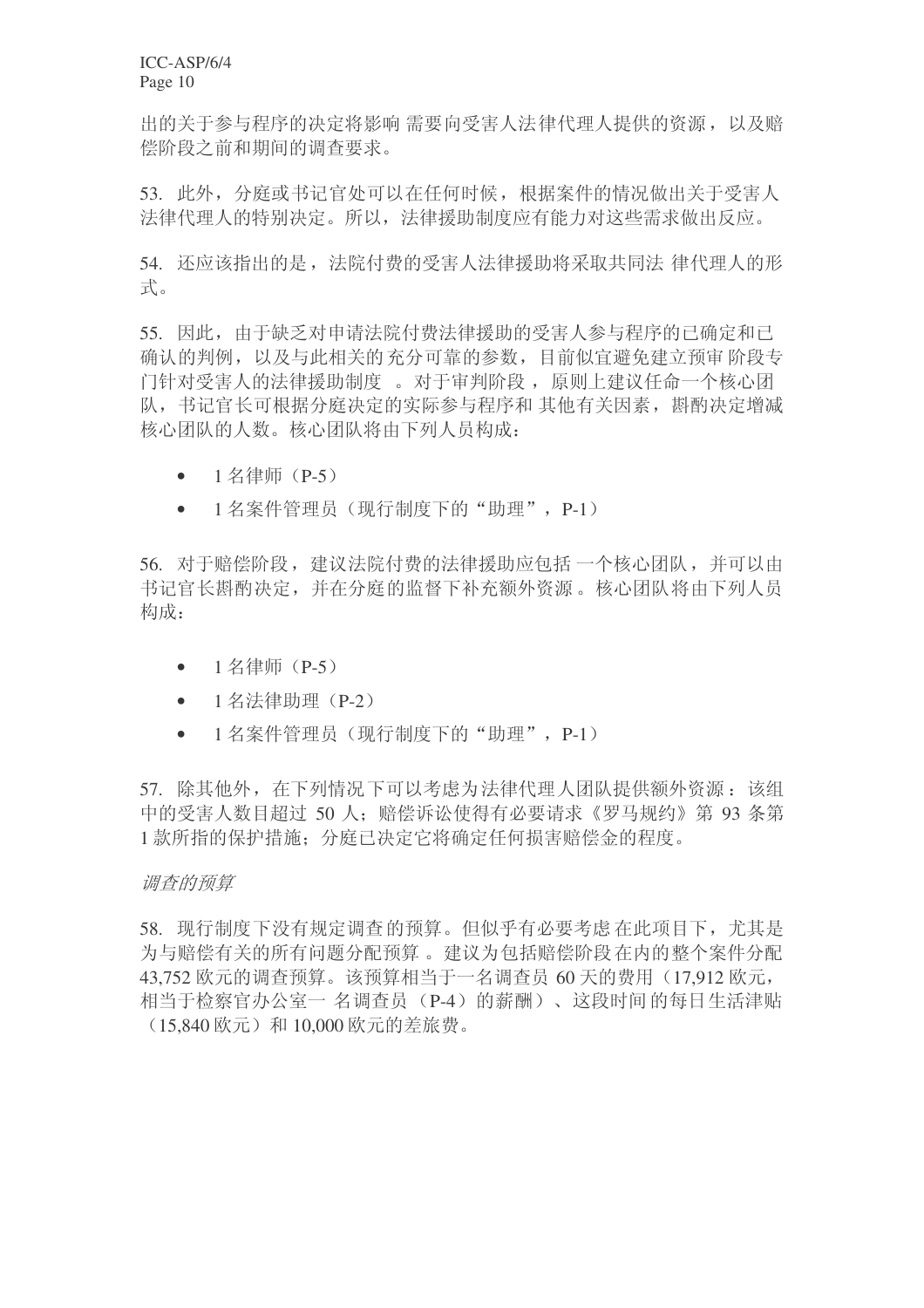出的关于参与程序的决定将影响 需要向受害人法律代理人提供的资源，以及赔偿阶段之前和期间的调查要求。

53. 此外，分庭或书记官处可以在任何时候，根据案件的情况做出关于受害人法律代理人的特别决定。所以，法律援助制度应有能力对这些需求做出反应。

54. 还应该指出的是，法院付费的受害人法律援助将采取共同法 律代理人的形式。

55. 因此，由于缺乏对申请法院付费法律援助的受害人参与程序的已确定和已确认的判例，以及与此相关的 充分可靠的参数，目前似宜避免建立预审 阶段专门针对受害人的法律援助制度 。对于审判阶段， 原则上建议任命一个核心团队，书记官长可根据分庭决定的实际参与程序和 其他有关因素，斟酌决定增减核心团队的人数。核心团队将由下列人员构成：

- 1 名律师（P-5）
- 1 名案件管理员（现行制度下的“助理”，P-1）

56. 对于赔偿阶段，建议法院付费的法律援助应包括 一个核心团队，并可以由书记官长斟酌决定，并在分庭的监督下补充额外资源 。核心团队将由下列人员构成：

- 1 名律师（P-5）
- 1 名法律助理（P-2）
- 1 名案件管理员（现行制度下的“助理”，P-1）

57. 除其他外，在下列情况下可以考虑为法律代理人团队提供额外资源：该组中的受害人数目超过 50 人；赔偿诉讼使得有必要请求《罗马规约》第 93 条第 1 款所指的保护措施；分庭已决定它将确定任何损害赔偿金的程度。

*调查的预算*

58. 现行制度下没有规定调查 的预算。但似乎有必要考虑 在此项目下，尤其是为与赔偿有关的所有问题分配预算 。建议为包括赔偿阶段 在内的整个案件分配 43,752 欧元的调查预算。该预算相当于一名调查员 60 天的费用（17,912 欧元，相当于检察官办公室一 名调查员 （P-4）的薪酬）、这段时间 的每日生活津贴（15,840 欧元）和 10,000 欧元的差旅费。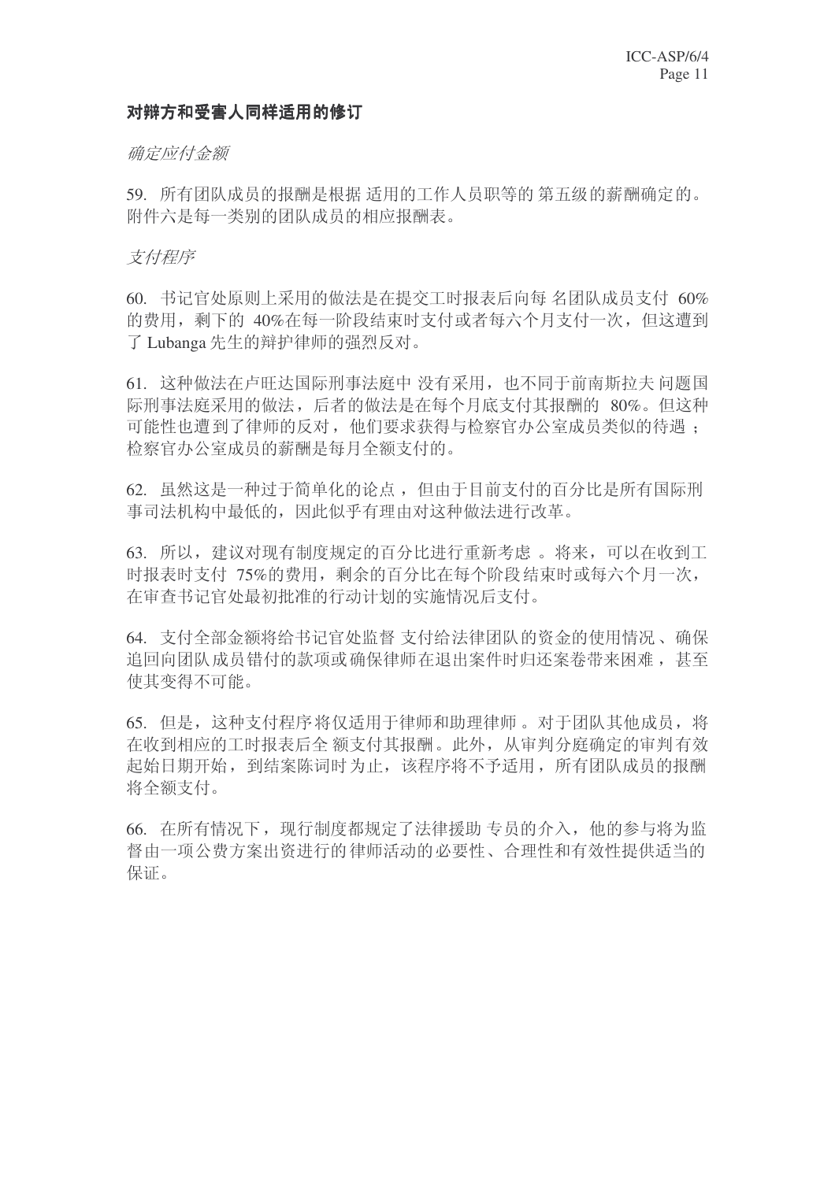**对辩方和受害人同样适用的修订**

*确定应付金额*

59. 所有团队成员的报酬是根据适用的工作人员职等的第五级的薪酬确定的。附件六是每一类别的团队成员的相应报酬表。

*支付程序*

60. 书记官处原则上采用的做法是在提交工时报表后向每名团队成员支付 60%的费用，剩下的 40%在每一阶段结束时支付或者每六个月支付一次，但这遭到了 Lubanga 先生的辩护律师的强烈反对。

61. 这种做法在卢旺达国际刑事法庭中没有采用，也不同于前南斯拉夫问题国际刑事法庭采用的做法，后者的做法是在每个月底支付其报酬的 80%。但这种可能性也遭到了律师的反对，他们要求获得与检察官办公室成员类似的待遇；检察官办公室成员的薪酬是每月全额支付的。

62. 虽然这是一种过于简单化的论点，但由于目前支付的百分比是所有国际刑事司法机构中最低的，因此似乎有理由对这种做法进行改革。

63. 所以，建议对现有制度规定的百分比进行重新考虑。将来，可以在收到工时报表时支付 75%的费用，剩余的百分比在每个阶段结束时或每六个月一次，在审查书记官处最初批准的行动计划的实施情况后支付。

64. 支付全部金额将给书记官处监督支付给法律团队的资金的使用情况、确保追回向团队成员错付的款项或确保律师在退出案件时归还案卷带来困难，甚至使其变得不可能。

65. 但是，这种支付程序将仅适用于律师和助理律师。对于团队其他成员，将在收到相应的工时报表后全额支付其报酬。此外，从审判分庭确定的审判有效起始日期开始，到结案陈词时为止，该程序将不予适用，所有团队成员的报酬将全额支付。

66. 在所有情况下，现行制度都规定了法律援助专员的介入，他的参与将为监督由一项公费方案出资进行的律师活动的必要性、合理性和有效性提供适当的保证。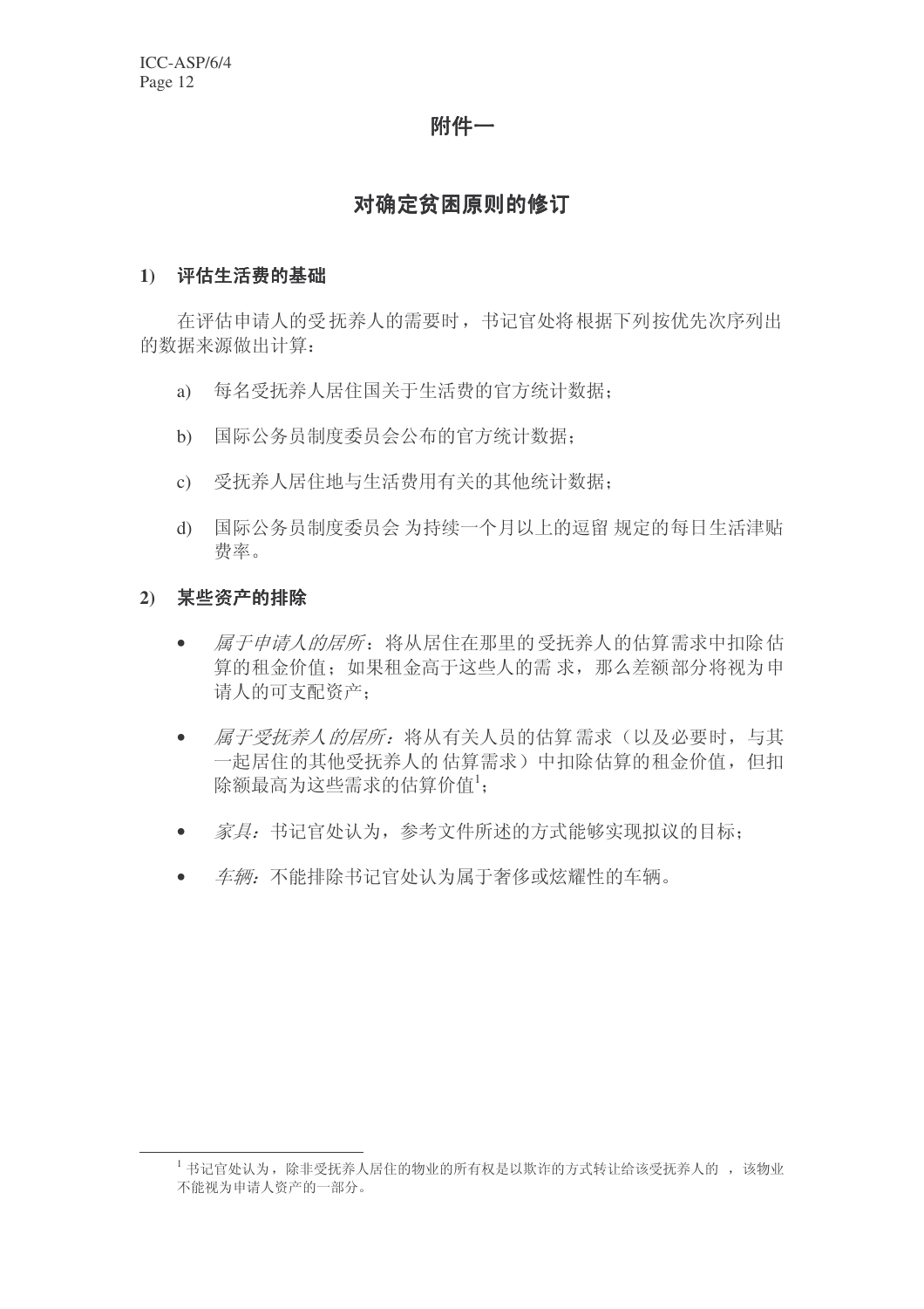# 附件一

## 对确定贫困原则的修订

### 1) 评估生活费的基础

在评估申请人的受抚养人的需要时，书记官处将根据下列按优先次序列出的数据来源做出计算：

a) 每名受抚养人居住国关于生活费的官方统计数据；

b) 国际公务员制度委员会公布的官方统计数据；

c) 受抚养人居住地与生活费用有关的其他统计数据；

d) 国际公务员制度委员会为持续一个月以上的逗留规定的每日生活津贴费率。

### 2) 某些资产的排除

- *属于申请人的居所*：将从居住在那里的受抚养人的估算需求中扣除估算的租金价值；如果租金高于这些人的需求，那么差额部分将视为申请人的可支配资产；
- *属于受抚养人的居所：*将从有关人员的估算需求（以及必要时，与其一起居住的其他受抚养人的估算需求）中扣除估算的租金价值，但扣除额最高为这些需求的估算价值[1]；
- *家具：*书记官处认为，参考文件所述的方式能够实现拟议的目标；
- *车辆：*不能排除书记官处认为属于奢侈或炫耀性的车辆。

[1] 书记官处认为，除非受抚养人居住的物业的所有权是以欺诈的方式转让给该受抚养人的，该物业不能视为申请人资产的一部分。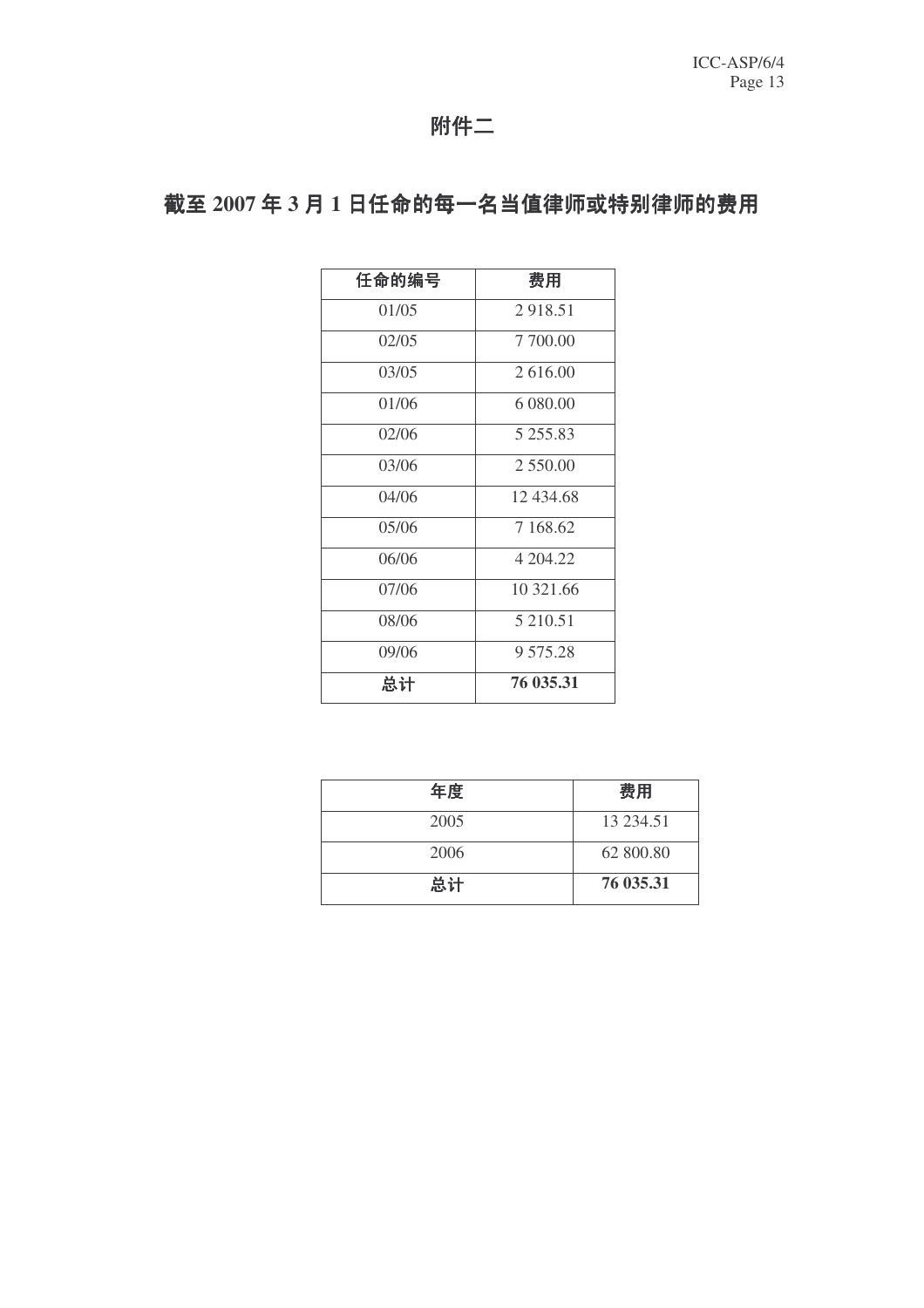# 附件二

## 截至 2007 年 3 月 1 日任命的每一名当值律师或特别律师的费用

| 任命的编号 | 费用 |
|---|---|
| 01/05 | 2 918.51 |
| 02/05 | 7 700.00 |
| 03/05 | 2 616.00 |
| 01/06 | 6 080.00 |
| 02/06 | 5 255.83 |
| 03/06 | 2 550.00 |
| 04/06 | 12 434.68 |
| 05/06 | 7 168.62 |
| 06/06 | 4 204.22 |
| 07/06 | 10 321.66 |
| 08/06 | 5 210.51 |
| 09/06 | 9 575.28 |
| **总计** | **76 035.31** |

| 年度 | 费用 |
|---|---|
| 2005 | 13 234.51 |
| 2006 | 62 800.80 |
| **总计** | **76 035.31** |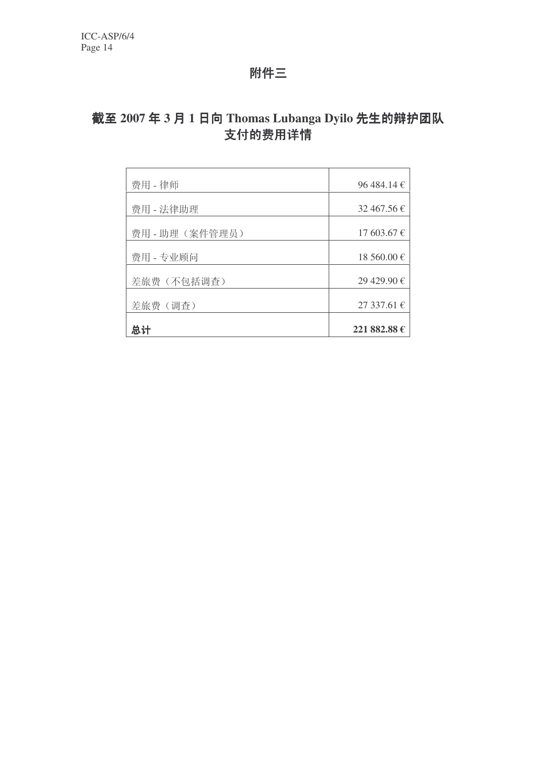# 附件三

## 截至 2007 年 3 月 1 日向 Thomas Lubanga Dyilo 先生的辩护团队支付的费用详情

| | |
|---|---|
| 费用 - 律师 | 96 484.14 € |
| 费用 - 法律助理 | 32 467.56 € |
| 费用 - 助理（案件管理员） | 17 603.67 € |
| 费用 - 专业顾问 | 18 560.00 € |
| 差旅费（不包括调查） | 29 429.90 € |
| 差旅费（调查） | 27 337.61 € |
| **总计** | **221 882.88 €** |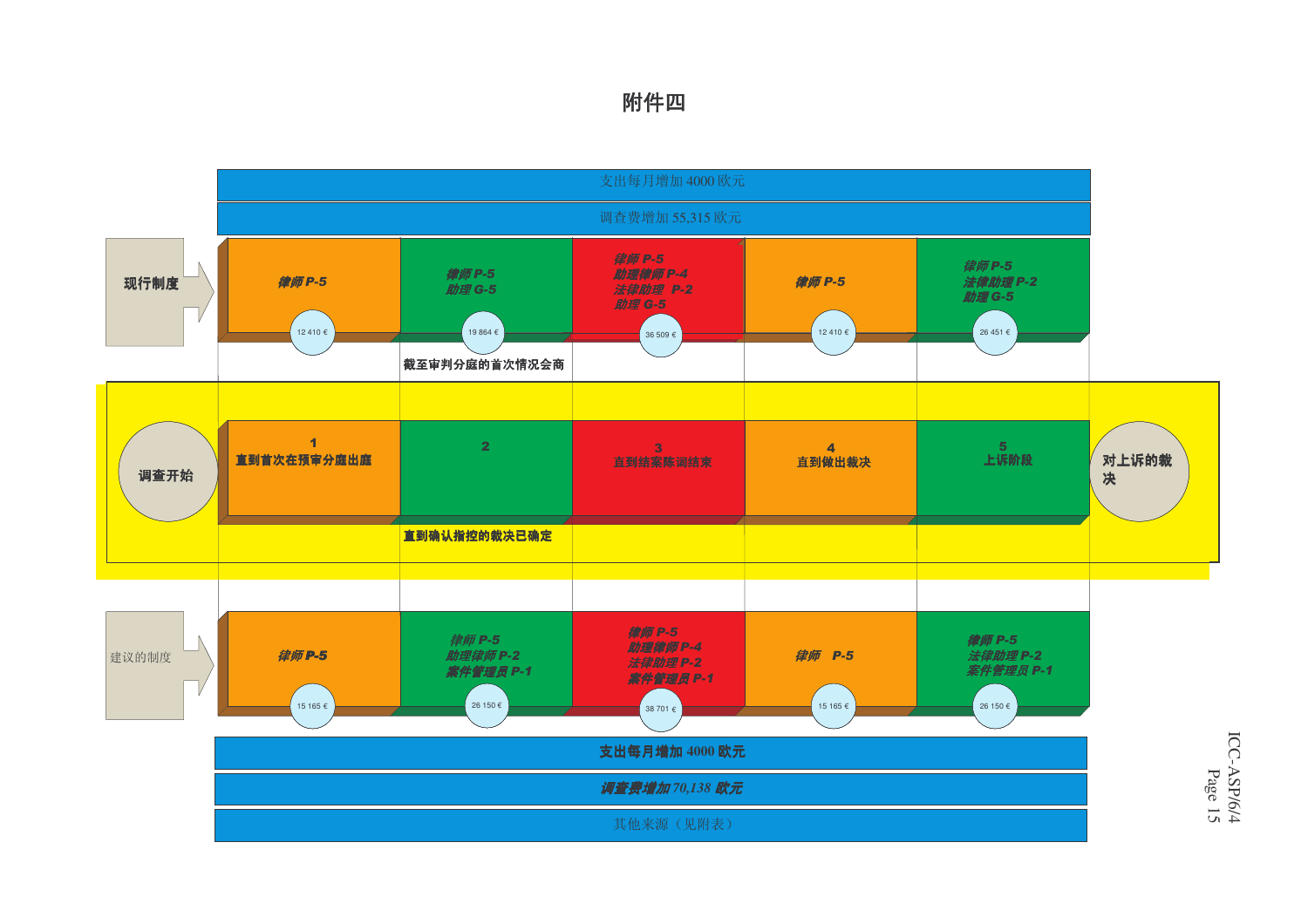# 附件四

支出每月增加 4000 欧元

调查费增加 55,315 欧元

**现行制度**

| 1 | 2 | 3 | 4 | 5 |
|---|---|---|---|---|
| *律师 P-5* | *律师 P-5*<br>*助理 G-5* | *律师 P-5*<br>*助理律师 P-4*<br>*法律助理 P-2*<br>*助理 G-5* | *律师 P-5* | *律师 P-5*<br>*法律助理 P-2*<br>*助理 G-5* |
| 12 410 € | 19 864 € | 36 509 € | 12 410 € | 26 451 € |

截至审判分庭的首次情况会商

**调查开始**

| 1 | 2 | 3 | 4 | 5 |
|---|---|---|---|---|
| 直到首次在预审分庭出庭 | | 直到结案陈词结束 | 直到做出裁决 | 上诉阶段 |

直到确认指控的裁决已确定

**对上诉的裁决**

建议的制度

| 1 | 2 | 3 | 4 | 5 |
|---|---|---|---|---|
| *律师 P-5* | *律师 P-5*<br>*助理律师 P-2*<br>*案件管理员 P-1* | *律师 P-5*<br>*助理律师 P-4*<br>*法律助理 P-2*<br>*案件管理员 P-1* | *律师 P-5* | *律师 P-5*<br>*法律助理 P-2*<br>*案件管理员 P-1* |
| 15 165 € | 26 150 € | 38 701 € | 15 165 € | 26 150 € |

**支出每月增加 4000 欧元**

***调查费增加 70,138 欧元***

其他来源（见附表）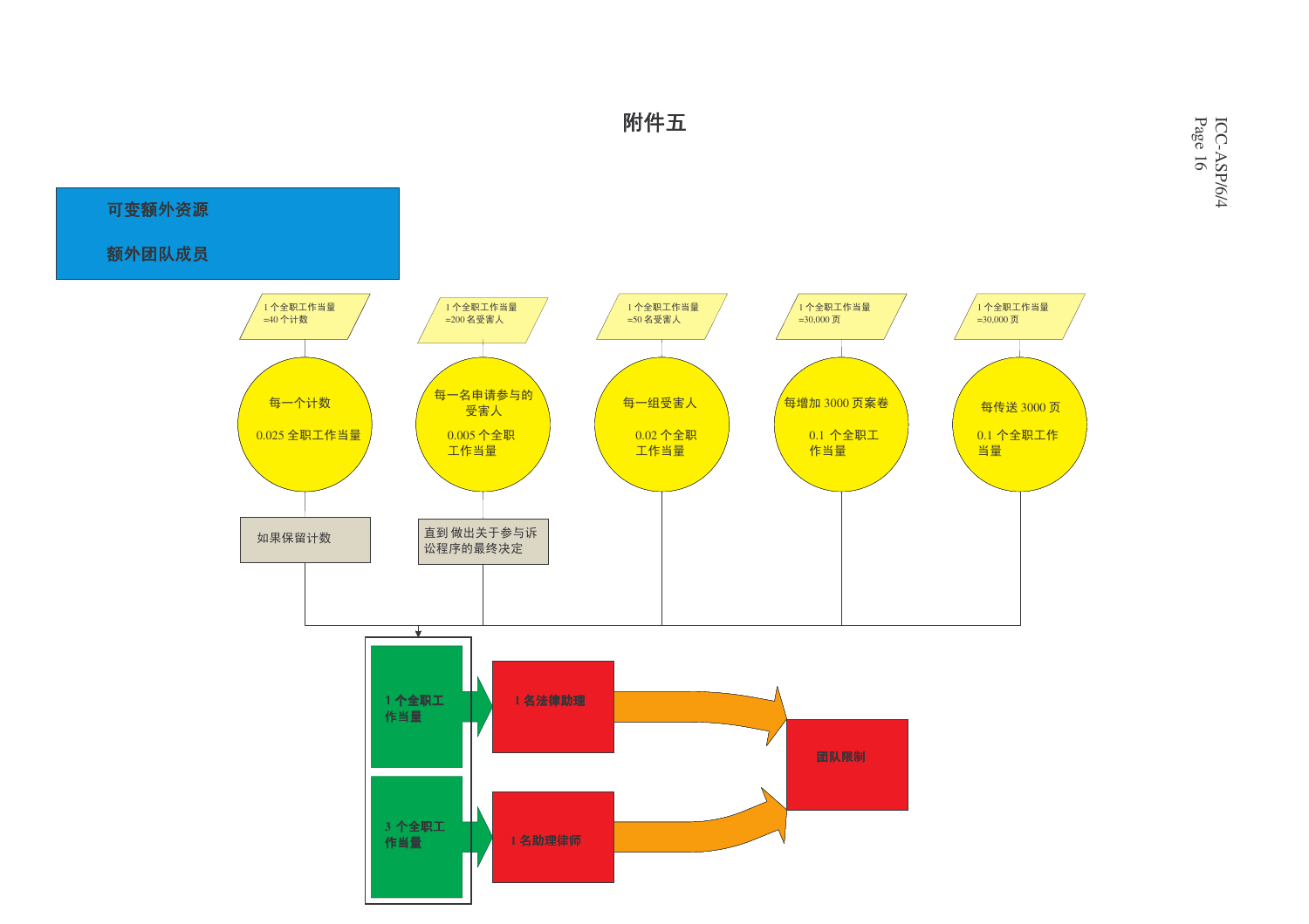# 附件五

**可变额外资源**

**额外团队成员**

1 个全职工作当量 =40 个计数

每一个计数

0.025 全职工作当量

如果保留计数

1 个全职工作当量 =200 名受害人

每一名申请参与的受害人

0.005 个全职工作当量

直到 做出关于参与诉讼程序的最终决定

1 个全职工作当量 =50 名受害人

每一组受害人

0.02 个全职工作当量

1 个全职工作当量 =30,000 页

每增加 3000 页案卷

0.1 个全职工作当量

1 个全职工作当量 =30,000 页

每传送 3000 页

0.1 个全职工作当量

**1 个全职工作当量** → **1 名法律助理**

**3 个全职工作当量** → **1 名助理律师**

**团队限制**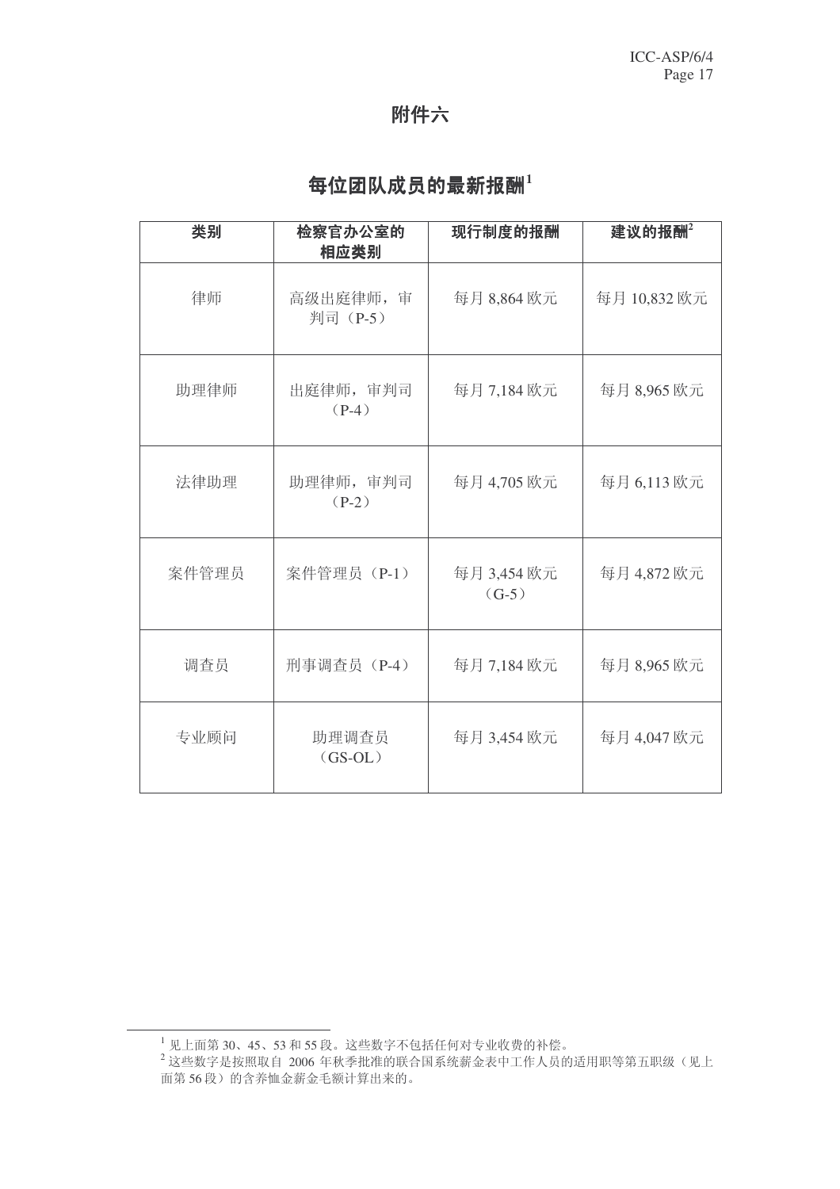# 附件六

## 每位团队成员的最新报酬[1]

| 类别 | 检察官办公室的相应类别 | 现行制度的报酬 | 建议的报酬[2] |
| --- | --- | --- | --- |
| 律师 | 高级出庭律师，审判司（P-5） | 每月 8,864 欧元 | 每月 10,832 欧元 |
| 助理律师 | 出庭律师，审判司（P-4） | 每月 7,184 欧元 | 每月 8,965 欧元 |
| 法律助理 | 助理律师，审判司（P-2） | 每月 4,705 欧元 | 每月 6,113 欧元 |
| 案件管理员 | 案件管理员（P-1） | 每月 3,454 欧元（G-5） | 每月 4,872 欧元 |
| 调查员 | 刑事调查员（P-4） | 每月 7,184 欧元 | 每月 8,965 欧元 |
| 专业顾问 | 助理调查员（GS-OL） | 每月 3,454 欧元 | 每月 4,047 欧元 |

---

[1] 见上面第 30、45、53 和 55 段。这些数字不包括任何对专业收费的补偿。

[2] 这些数字是按照取自 2006 年秋季批准的联合国系统薪金表中工作人员的适用职等第五职级（见上面第 56 段）的含养恤金薪金毛额计算出来的。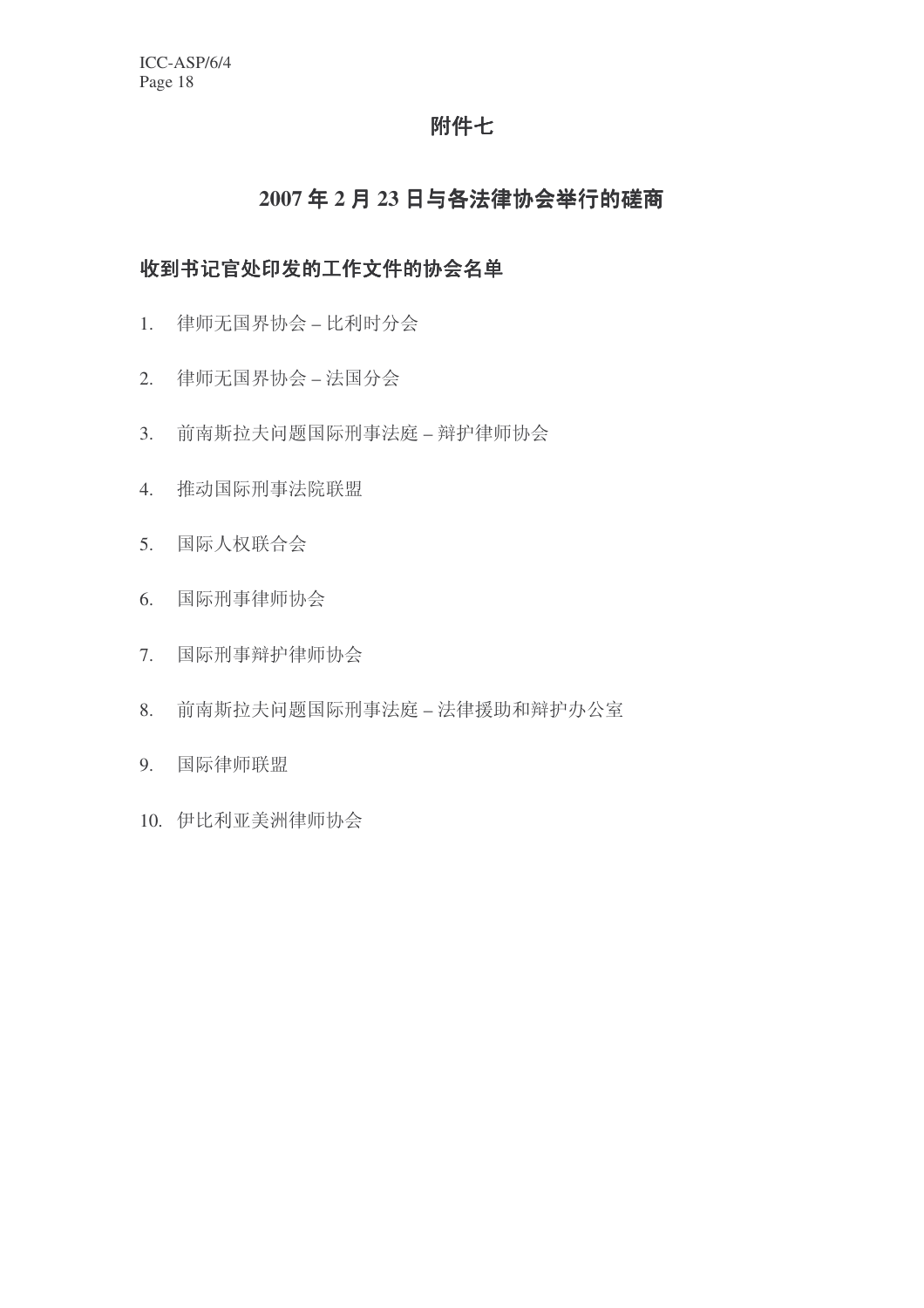# 附件七

## 2007 年 2 月 23 日与各法律协会举行的磋商

### 收到书记官处印发的工作文件的协会名单

1. 律师无国界协会 – 比利时分会

2. 律师无国界协会 – 法国分会

3. 前南斯拉夫问题国际刑事法庭 – 辩护律师协会

4. 推动国际刑事法院联盟

5. 国际人权联合会

6. 国际刑事律师协会

7. 国际刑事辩护律师协会

8. 前南斯拉夫问题国际刑事法庭 – 法律援助和辩护办公室

9. 国际律师联盟

10. 伊比利亚美洲律师协会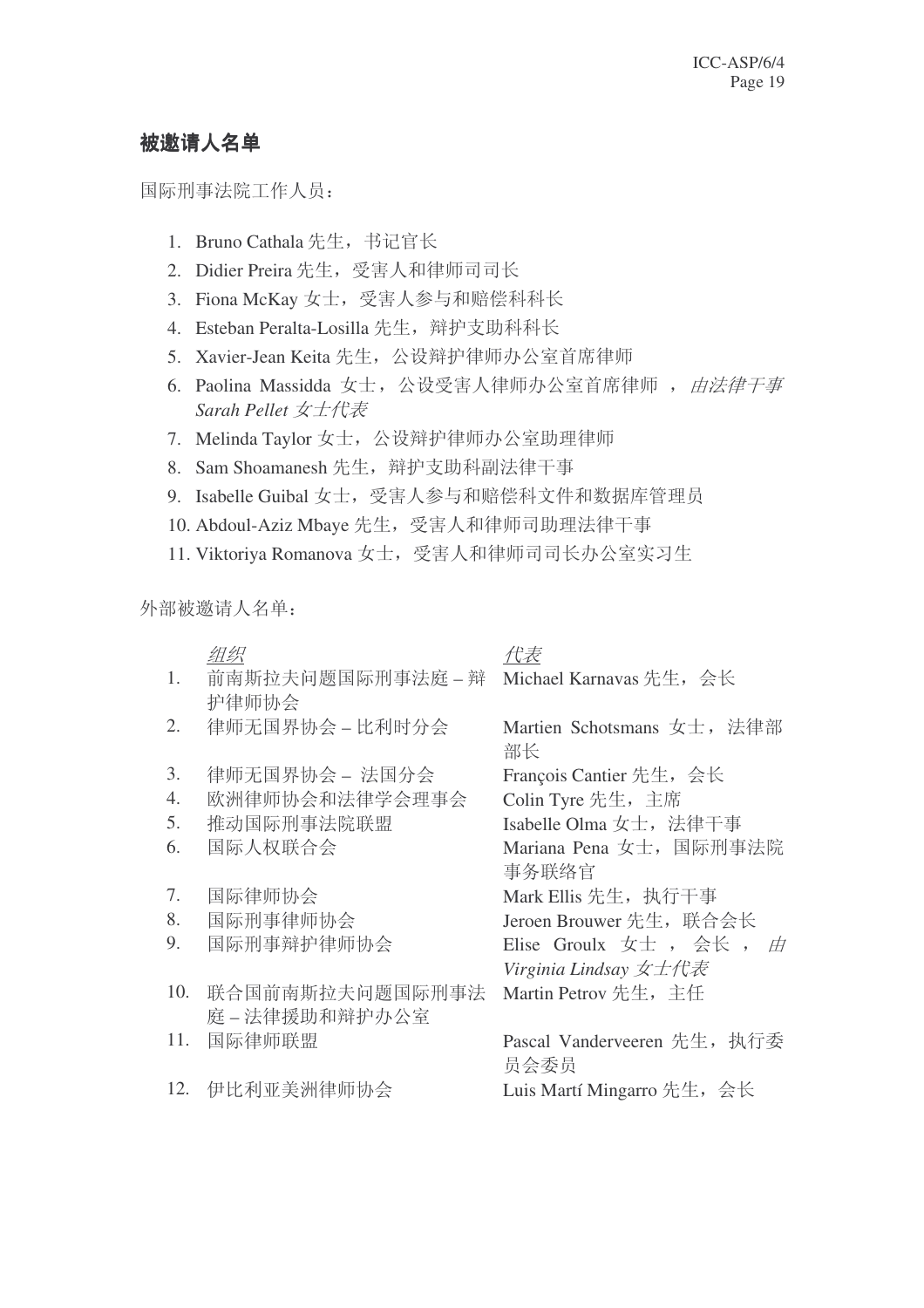## 被邀请人名单

国际刑事法院工作人员：

1. Bruno Cathala 先生，书记官长
2. Didier Preira 先生，受害人和律师司司长
3. Fiona McKay 女士，受害人参与和赔偿科科长
4. Esteban Peralta-Losilla 先生，辩护支助科科长
5. Xavier-Jean Keita 先生，公设辩护律师办公室首席律师
6. Paolina Massidda 女士，公设受害人律师办公室首席律师，*由法律干事 Sarah Pellet 女士代表*
7. Melinda Taylor 女士，公设辩护律师办公室助理律师
8. Sam Shoamanesh 先生，辩护支助科副法律干事
9. Isabelle Guibal 女士，受害人参与和赔偿科文件和数据库管理员
10. Abdoul-Aziz Mbaye 先生，受害人和律师司助理法律干事
11. Viktoriya Romanova 女士，受害人和律师司司长办公室实习生

外部被邀请人名单：

| | *组织* | *代表* |
|---|---|---|
| 1. | 前南斯拉夫问题国际刑事法庭 – 辩护律师协会 | Michael Karnavas 先生，会长 |
| 2. | 律师无国界协会 – 比利时分会 | Martien Schotsmans 女士，法律部部长 |
| 3. | 律师无国界协会 – 法国分会 | François Cantier 先生，会长 |
| 4. | 欧洲律师协会和法律学会理事会 | Colin Tyre 先生，主席 |
| 5. | 推动国际刑事法院联盟 | Isabelle Olma 女士，法律干事 |
| 6. | 国际人权联合会 | Mariana Pena 女士，国际刑事法院事务联络官 |
| 7. | 国际律师协会 | Mark Ellis 先生，执行干事 |
| 8. | 国际刑事律师协会 | Jeroen Brouwer 先生，联合会长 |
| 9. | 国际刑事辩护律师协会 | Elise Groulx 女士，会长，*由 Virginia Lindsay 女士代表* |
| 10. | 联合国前南斯拉夫问题国际刑事法庭 – 法律援助和辩护办公室 | Martin Petrov 先生，主任 |
| 11. | 国际律师联盟 | Pascal Vanderveeren 先生，执行委员会委员 |
| 12. | 伊比利亚美洲律师协会 | Luis Martí Mingarro 先生，会长 |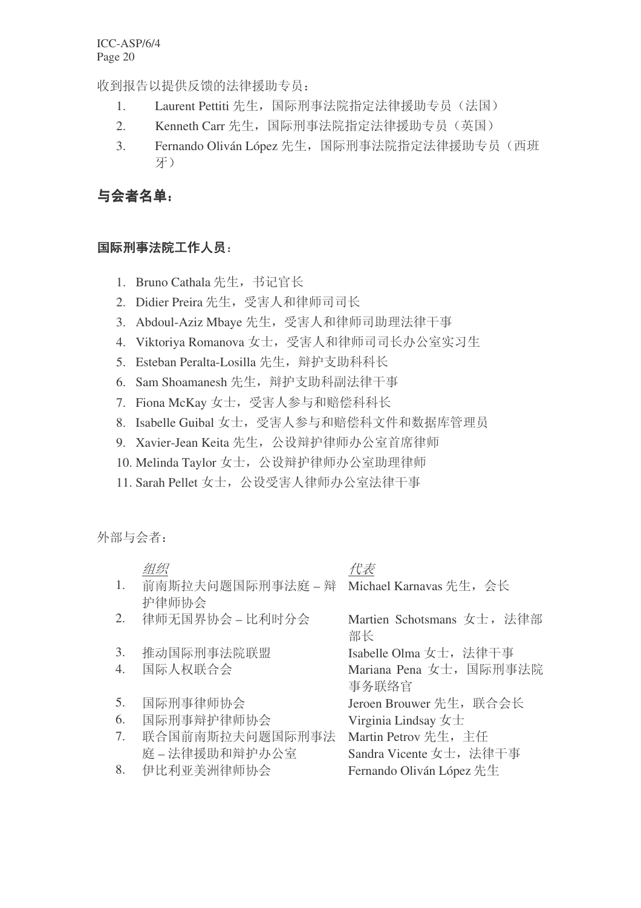收到报告以提供反馈的法律援助专员：

1. Laurent Pettiti 先生，国际刑事法院指定法律援助专员（法国）
2. Kenneth Carr 先生，国际刑事法院指定法律援助专员（英国）
3. Fernando Oliván López 先生，国际刑事法院指定法律援助专员（西班牙）

## 与会者名单：

### 国际刑事法院工作人员：

1. Bruno Cathala 先生，书记官长
2. Didier Preira 先生，受害人和律师司司长
3. Abdoul-Aziz Mbaye 先生，受害人和律师司助理法律干事
4. Viktoriya Romanova 女士，受害人和律师司司长办公室实习生
5. Esteban Peralta-Losilla 先生，辩护支助科科长
6. Sam Shoamanesh 先生，辩护支助科副法律干事
7. Fiona McKay 女士，受害人参与和赔偿科科长
8. Isabelle Guibal 女士，受害人参与和赔偿科文件和数据库管理员
9. Xavier-Jean Keita 先生，公设辩护律师办公室首席律师
10. Melinda Taylor 女士，公设辩护律师办公室助理律师
11. Sarah Pellet 女士，公设受害人律师办公室法律干事

外部与会者：

| | *组织* | *代表* |
|---|---|---|
| 1. | 前南斯拉夫问题国际刑事法庭 – 辩护律师协会 | Michael Karnavas 先生，会长 |
| 2. | 律师无国界协会 – 比利时分会 | Martien Schotsmans 女士，法律部部长 |
| 3. | 推动国际刑事法院联盟 | Isabelle Olma 女士，法律干事 |
| 4. | 国际人权联合会 | Mariana Pena 女士，国际刑事法院事务联络官 |
| 5. | 国际刑事律师协会 | Jeroen Brouwer 先生，联合会长 |
| 6. | 国际刑事辩护律师协会 | Virginia Lindsay 女士 |
| 7. | 联合国前南斯拉夫问题国际刑事法庭 – 法律援助和辩护办公室 | Martin Petrov 先生，主任<br>Sandra Vicente 女士，法律干事 |
| 8. | 伊比利亚美洲律师协会 | Fernando Oliván López 先生 |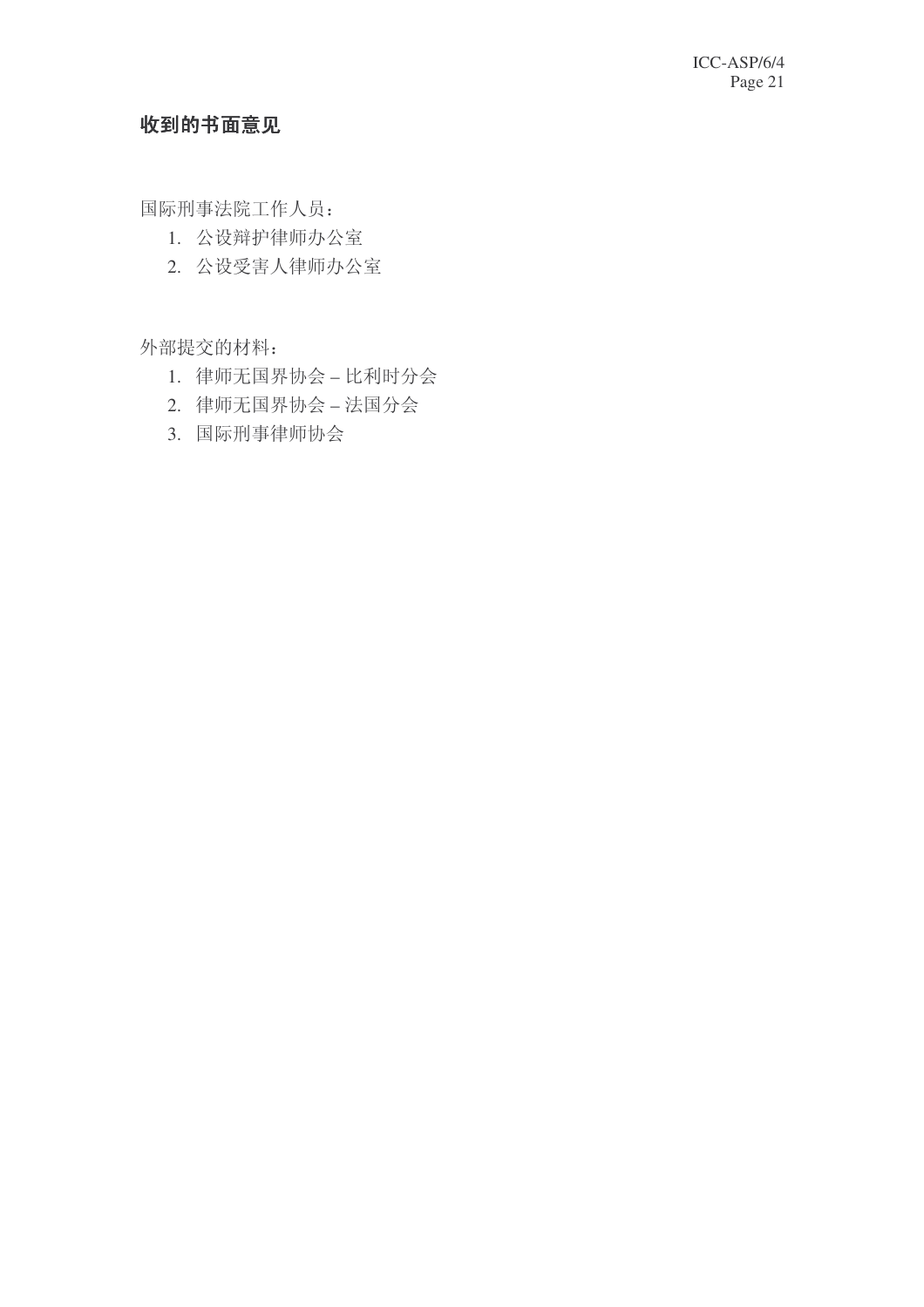## 收到的书面意见

国际刑事法院工作人员：

1. 公设辩护律师办公室
2. 公设受害人律师办公室

外部提交的材料：

1. 律师无国界协会 – 比利时分会
2. 律师无国界协会 – 法国分会
3. 国际刑事律师协会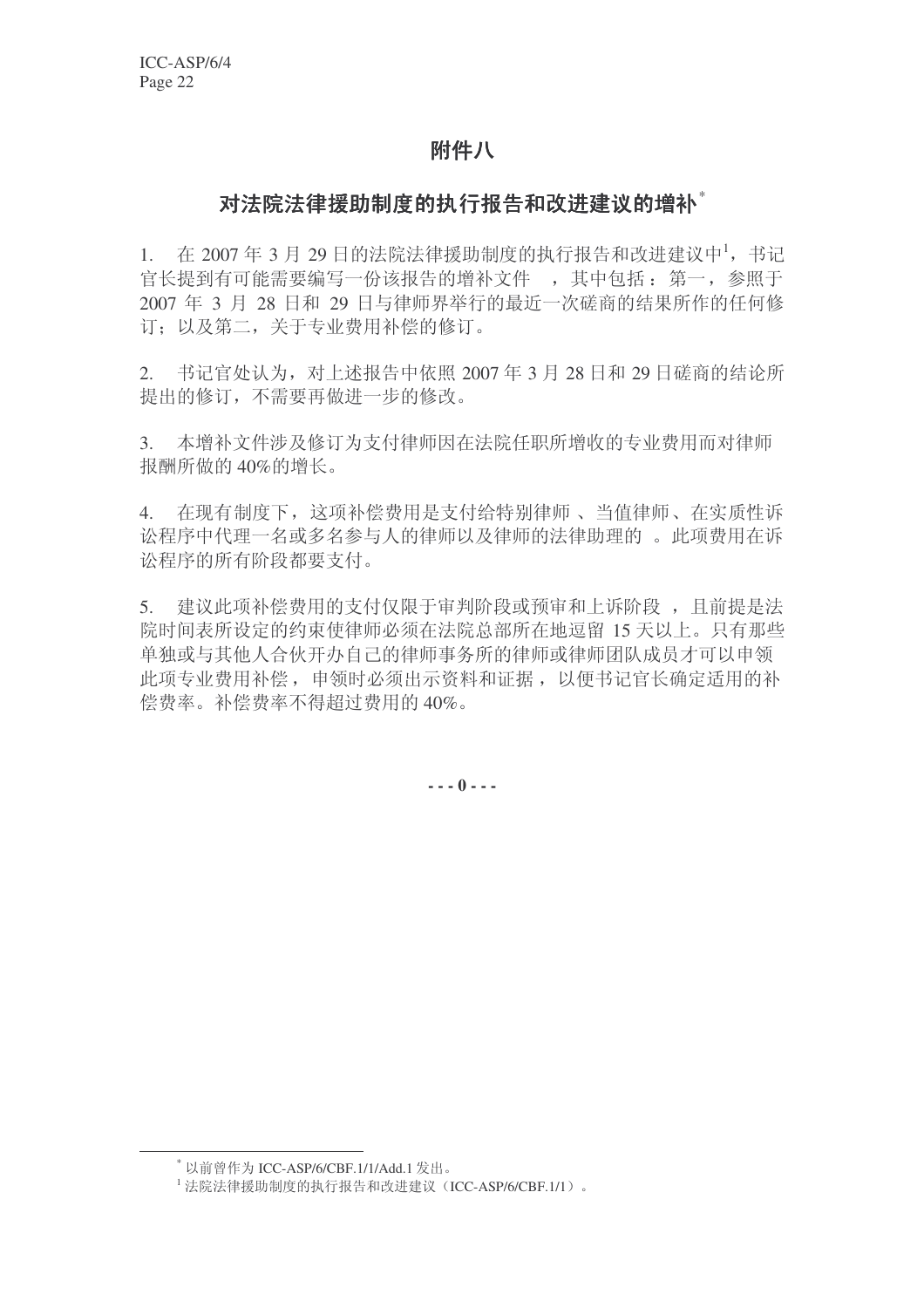# 附件八

## 对法院法律援助制度的执行报告和改进建议的增补*

1. 在 2007 年 3 月 29 日的法院法律援助制度的执行报告和改进建议中[1]，书记官长提到有可能需要编写一份该报告的增补文件 ，其中包括：第一，参照于 2007 年 3 月 28 日和 29 日与律师界举行的最近一次磋商的结果所作的任何修订；以及第二，关于专业费用补偿的修订。

2. 书记官处认为，对上述报告中依照 2007 年 3 月 28 日和 29 日磋商的结论所提出的修订，不需要再做进一步的修改。

3. 本增补文件涉及修订为支付律师因在法院任职所增收的专业费用而对律师报酬所做的 40%的增长。

4. 在现有制度下，这项补偿费用是支付给特别律师 、当值律师、在实质性诉讼程序中代理一名或多名参与人的律师以及律师的法律助理的 。此项费用在诉讼程序的所有阶段都要支付。

5. 建议此项补偿费用的支付仅限于审判阶段或预审和上诉阶段 ，且前提是法院时间表所设定的约束使律师必须在法院总部所在地逗留 15 天以上。只有那些单独或与其他人合伙开办自己的律师事务所的律师或律师团队成员才可以申领此项专业费用补偿 ，申领时必须出示资料和证据 ，以便书记官长确定适用的补偿费率。补偿费率不得超过费用的 40%。

**- - - 0 - - -**

---

* 以前曾作为 ICC-ASP/6/CBF.1/1/Add.1 发出。

[1] 法院法律援助制度的执行报告和改进建议（ICC-ASP/6/CBF.1/1）。